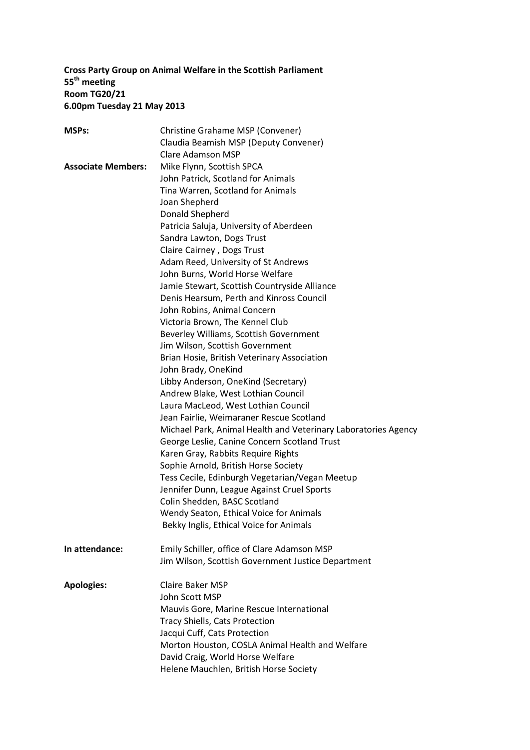**Cross Party Group on Animal Welfare in the Scottish Parliament**
**55th meeting**
**Room TG20/21**
**6.00pm Tuesday 21 May 2013**

**MSPs:**
Christine Grahame MSP (Convener)
Claudia Beamish MSP (Deputy Convener)
Clare Adamson MSP

**Associate Members:**
Mike Flynn, Scottish SPCA
John Patrick, Scotland for Animals
Tina Warren, Scotland for Animals
Joan Shepherd
Donald Shepherd
Patricia Saluja, University of Aberdeen
Sandra Lawton, Dogs Trust
Claire Cairney , Dogs Trust
Adam Reed, University of St Andrews
John Burns, World Horse Welfare
Jamie Stewart, Scottish Countryside Alliance
Denis Hearsum, Perth and Kinross Council
John Robins, Animal Concern
Victoria Brown, The Kennel Club
Beverley Williams, Scottish Government
Jim Wilson, Scottish Government
Brian Hosie, British Veterinary Association
John Brady, OneKind
Libby Anderson, OneKind (Secretary)
Andrew Blake, West Lothian Council
Laura MacLeod, West Lothian Council
Jean Fairlie, Weimaraner Rescue Scotland
Michael Park, Animal Health and Veterinary Laboratories Agency
George Leslie, Canine Concern Scotland Trust
Karen Gray, Rabbits Require Rights
Sophie Arnold, British Horse Society
Tess Cecile, Edinburgh Vegetarian/Vegan Meetup
Jennifer Dunn, League Against Cruel Sports
Colin Shedden, BASC Scotland
Wendy Seaton, Ethical Voice for Animals
Bekky Inglis, Ethical Voice for Animals

**In attendance:**
Emily Schiller, office of Clare Adamson MSP
Jim Wilson, Scottish Government Justice Department

**Apologies:**
Claire Baker MSP
John Scott MSP
Mauvis Gore, Marine Rescue International
Tracy Shiells, Cats Protection
Jacqui Cuff, Cats Protection
Morton Houston, COSLA Animal Health and Welfare
David Craig, World Horse Welfare
Helene Mauchlen, British Horse Society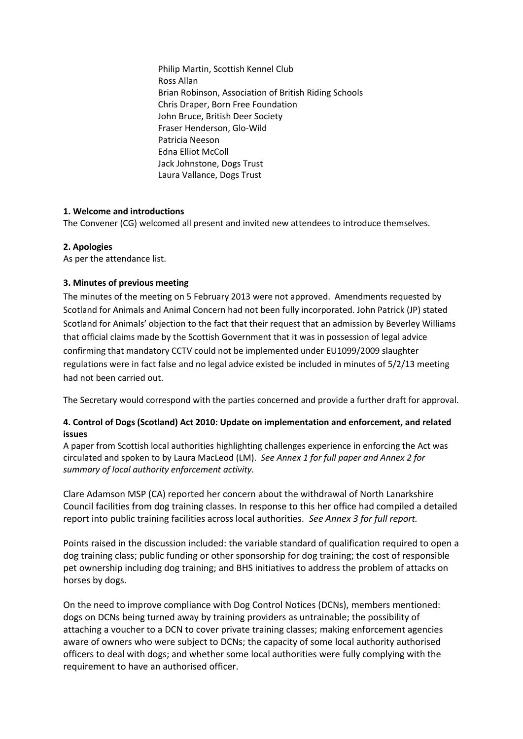Philip Martin, Scottish Kennel Club
Ross Allan
Brian Robinson, Association of British Riding Schools
Chris Draper, Born Free Foundation
John Bruce, British Deer Society
Fraser Henderson, Glo-Wild
Patricia Neeson
Edna Elliot McColl
Jack Johnstone, Dogs Trust
Laura Vallance, Dogs Trust

**1. Welcome and introductions**

The Convener (CG) welcomed all present and invited new attendees to introduce themselves.

**2. Apologies**

As per the attendance list.

**3. Minutes of previous meeting**

The minutes of the meeting on 5 February 2013 were not approved. Amendments requested by Scotland for Animals and Animal Concern had not been fully incorporated. John Patrick (JP) stated Scotland for Animals' objection to the fact that their request that an admission by Beverley Williams that official claims made by the Scottish Government that it was in possession of legal advice confirming that mandatory CCTV could not be implemented under EU1099/2009 slaughter regulations were in fact false and no legal advice existed be included in minutes of 5/2/13 meeting had not been carried out.

The Secretary would correspond with the parties concerned and provide a further draft for approval.

**4. Control of Dogs (Scotland) Act 2010: Update on implementation and enforcement, and related issues**

A paper from Scottish local authorities highlighting challenges experience in enforcing the Act was circulated and spoken to by Laura MacLeod (LM). *See Annex 1 for full paper and Annex 2 for summary of local authority enforcement activity.*

Clare Adamson MSP (CA) reported her concern about the withdrawal of North Lanarkshire Council facilities from dog training classes. In response to this her office had compiled a detailed report into public training facilities across local authorities. *See Annex 3 for full report.*

Points raised in the discussion included: the variable standard of qualification required to open a dog training class; public funding or other sponsorship for dog training; the cost of responsible pet ownership including dog training; and BHS initiatives to address the problem of attacks on horses by dogs.

On the need to improve compliance with Dog Control Notices (DCNs), members mentioned: dogs on DCNs being turned away by training providers as untrainable; the possibility of attaching a voucher to a DCN to cover private training classes; making enforcement agencies aware of owners who were subject to DCNs; the capacity of some local authority authorised officers to deal with dogs; and whether some local authorities were fully complying with the requirement to have an authorised officer.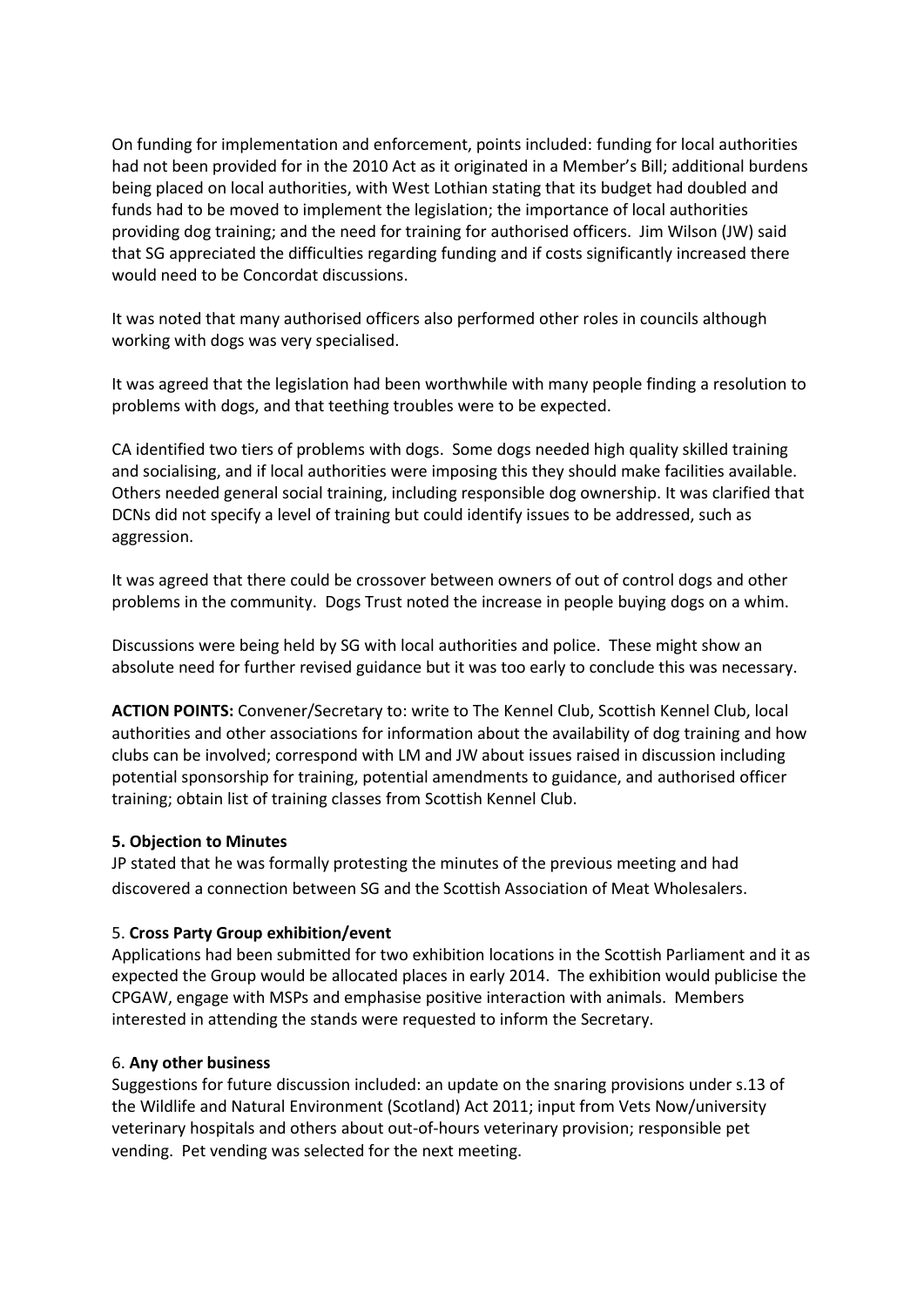On funding for implementation and enforcement, points included: funding for local authorities had not been provided for in the 2010 Act as it originated in a Member's Bill; additional burdens being placed on local authorities, with West Lothian stating that its budget had doubled and funds had to be moved to implement the legislation; the importance of local authorities providing dog training; and the need for training for authorised officers. Jim Wilson (JW) said that SG appreciated the difficulties regarding funding and if costs significantly increased there would need to be Concordat discussions.

It was noted that many authorised officers also performed other roles in councils although working with dogs was very specialised.

It was agreed that the legislation had been worthwhile with many people finding a resolution to problems with dogs, and that teething troubles were to be expected.

CA identified two tiers of problems with dogs. Some dogs needed high quality skilled training and socialising, and if local authorities were imposing this they should make facilities available. Others needed general social training, including responsible dog ownership. It was clarified that DCNs did not specify a level of training but could identify issues to be addressed, such as aggression.

It was agreed that there could be crossover between owners of out of control dogs and other problems in the community. Dogs Trust noted the increase in people buying dogs on a whim.

Discussions were being held by SG with local authorities and police. These might show an absolute need for further revised guidance but it was too early to conclude this was necessary.

**ACTION POINTS:** Convener/Secretary to: write to The Kennel Club, Scottish Kennel Club, local authorities and other associations for information about the availability of dog training and how clubs can be involved; correspond with LM and JW about issues raised in discussion including potential sponsorship for training, potential amendments to guidance, and authorised officer training; obtain list of training classes from Scottish Kennel Club.

**5. Objection to Minutes**

JP stated that he was formally protesting the minutes of the previous meeting and had discovered a connection between SG and the Scottish Association of Meat Wholesalers.

5. **Cross Party Group exhibition/event**

Applications had been submitted for two exhibition locations in the Scottish Parliament and it as expected the Group would be allocated places in early 2014. The exhibition would publicise the CPGAW, engage with MSPs and emphasise positive interaction with animals. Members interested in attending the stands were requested to inform the Secretary.

6. **Any other business**

Suggestions for future discussion included: an update on the snaring provisions under s.13 of the Wildlife and Natural Environment (Scotland) Act 2011; input from Vets Now/university veterinary hospitals and others about out-of-hours veterinary provision; responsible pet vending. Pet vending was selected for the next meeting.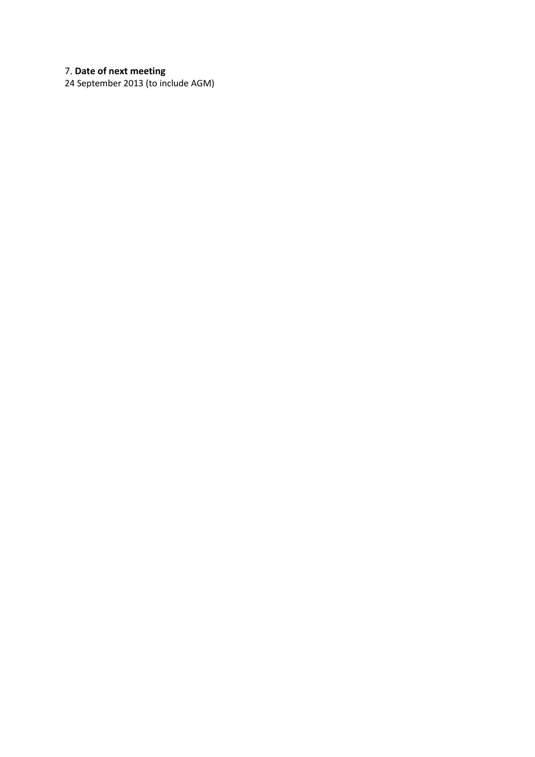7. **Date of next meeting**

24 September 2013 (to include AGM)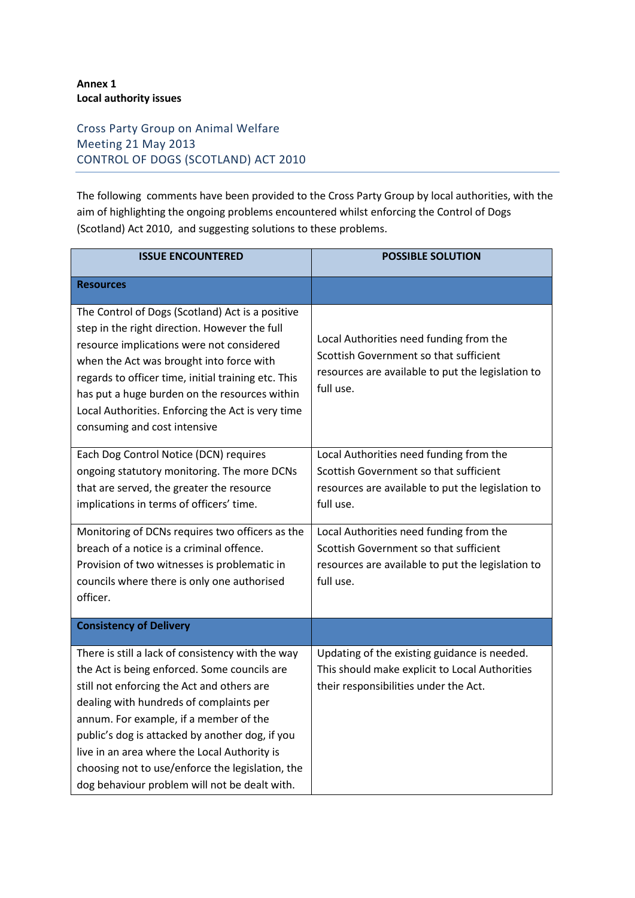**Annex 1**
**Local authority issues**

## Cross Party Group on Animal Welfare
## Meeting 21 May 2013
## CONTROL OF DOGS (SCOTLAND) ACT 2010

The following comments have been provided to the Cross Party Group by local authorities, with the aim of highlighting the ongoing problems encountered whilst enforcing the Control of Dogs (Scotland) Act 2010, and suggesting solutions to these problems.

| ISSUE ENCOUNTERED | POSSIBLE SOLUTION |
|---|---|
| **Resources** | |
| The Control of Dogs (Scotland) Act is a positive step in the right direction. However the full resource implications were not considered when the Act was brought into force with regards to officer time, initial training etc. This has put a huge burden on the resources within Local Authorities. Enforcing the Act is very time consuming and cost intensive | Local Authorities need funding from the Scottish Government so that sufficient resources are available to put the legislation to full use. |
| Each Dog Control Notice (DCN) requires ongoing statutory monitoring. The more DCNs that are served, the greater the resource implications in terms of officers' time. | Local Authorities need funding from the Scottish Government so that sufficient resources are available to put the legislation to full use. |
| Monitoring of DCNs requires two officers as the breach of a notice is a criminal offence. Provision of two witnesses is problematic in councils where there is only one authorised officer. | Local Authorities need funding from the Scottish Government so that sufficient resources are available to put the legislation to full use. |
| **Consistency of Delivery** | |
| There is still a lack of consistency with the way the Act is being enforced. Some councils are still not enforcing the Act and others are dealing with hundreds of complaints per annum. For example, if a member of the public's dog is attacked by another dog, if you live in an area where the Local Authority is choosing not to use/enforce the legislation, the dog behaviour problem will not be dealt with. | Updating of the existing guidance is needed. This should make explicit to Local Authorities their responsibilities under the Act. |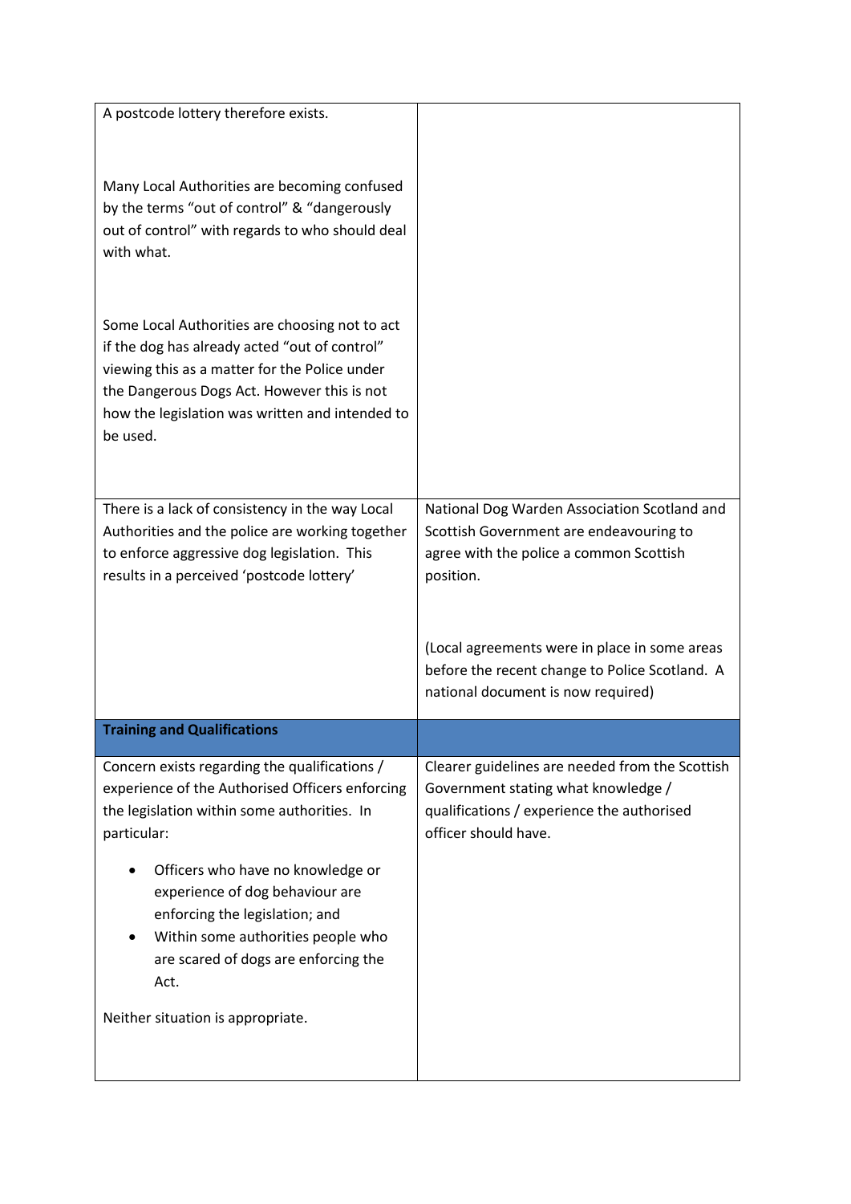| | |
|---|---|
| A postcode lottery therefore exists.<br><br>Many Local Authorities are becoming confused by the terms "out of control" & "dangerously out of control" with regards to who should deal with what.<br><br>Some Local Authorities are choosing not to act if the dog has already acted "out of control" viewing this as a matter for the Police under the Dangerous Dogs Act. However this is not how the legislation was written and intended to be used. | |
| There is a lack of consistency in the way Local Authorities and the police are working together to enforce aggressive dog legislation. This results in a perceived 'postcode lottery' | National Dog Warden Association Scotland and Scottish Government are endeavouring to agree with the police a common Scottish position.<br><br>(Local agreements were in place in some areas before the recent change to Police Scotland. A national document is now required) |
| **Training and Qualifications** | |
| Concern exists regarding the qualifications / experience of the Authorised Officers enforcing the legislation within some authorities. In particular:<br><br>• Officers who have no knowledge or experience of dog behaviour are enforcing the legislation; and<br>• Within some authorities people who are scared of dogs are enforcing the Act.<br><br>Neither situation is appropriate. | Clearer guidelines are needed from the Scottish Government stating what knowledge / qualifications / experience the authorised officer should have. |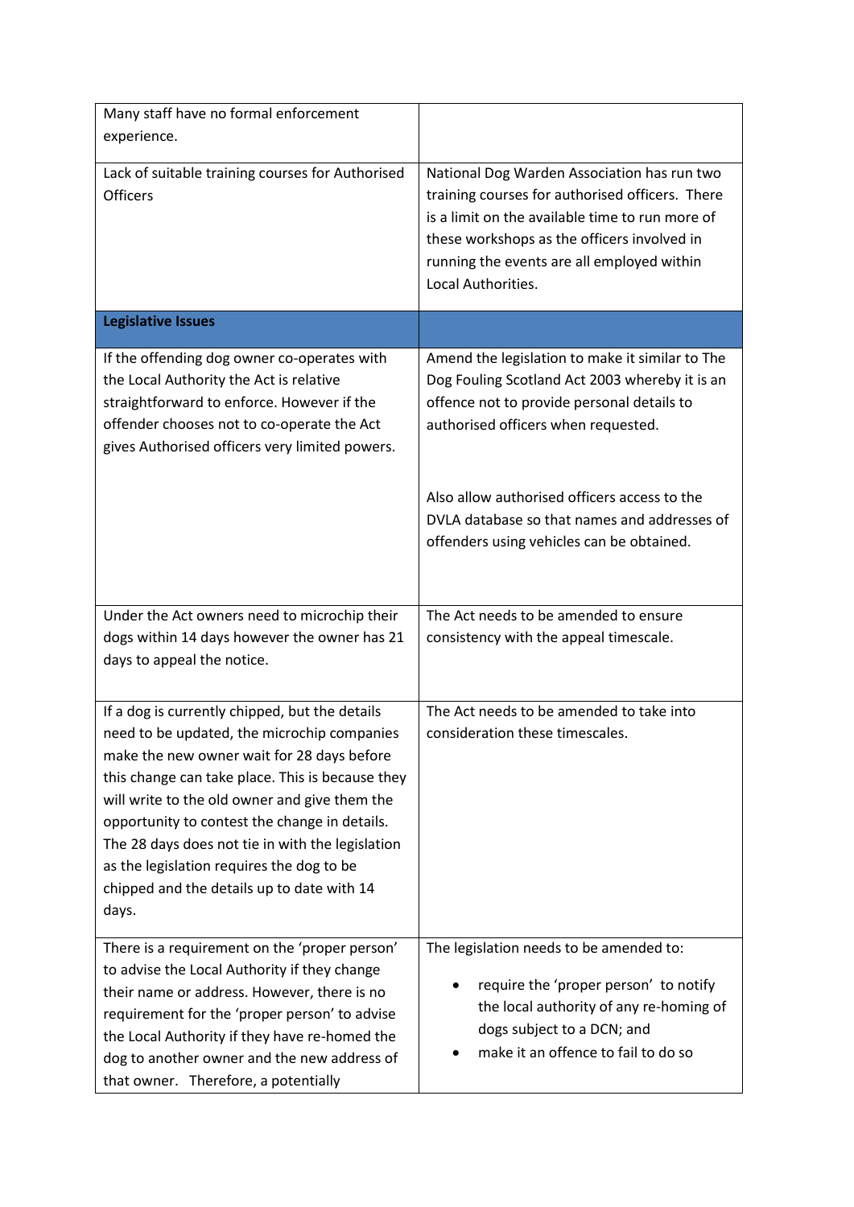| | |
|---|---|
| Many staff have no formal enforcement experience. | |
| Lack of suitable training courses for Authorised Officers | National Dog Warden Association has run two training courses for authorised officers. There is a limit on the available time to run more of these workshops as the officers involved in running the events are all employed within Local Authorities. |
| **Legislative Issues** | |
| If the offending dog owner co-operates with the Local Authority the Act is relative straightforward to enforce. However if the offender chooses not to co-operate the Act gives Authorised officers very limited powers. | Amend the legislation to make it similar to The Dog Fouling Scotland Act 2003 whereby it is an offence not to provide personal details to authorised officers when requested.<br><br>Also allow authorised officers access to the DVLA database so that names and addresses of offenders using vehicles can be obtained. |
| Under the Act owners need to microchip their dogs within 14 days however the owner has 21 days to appeal the notice. | The Act needs to be amended to ensure consistency with the appeal timescale. |
| If a dog is currently chipped, but the details need to be updated, the microchip companies make the new owner wait for 28 days before this change can take place. This is because they will write to the old owner and give them the opportunity to contest the change in details. The 28 days does not tie in with the legislation as the legislation requires the dog to be chipped and the details up to date with 14 days. | The Act needs to be amended to take into consideration these timescales. |
| There is a requirement on the 'proper person' to advise the Local Authority if they change their name or address. However, there is no requirement for the 'proper person' to advise the Local Authority if they have re-homed the dog to another owner and the new address of that owner. Therefore, a potentially | The legislation needs to be amended to:<br>• require the 'proper person' to notify the local authority of any re-homing of dogs subject to a DCN; and<br>• make it an offence to fail to do so |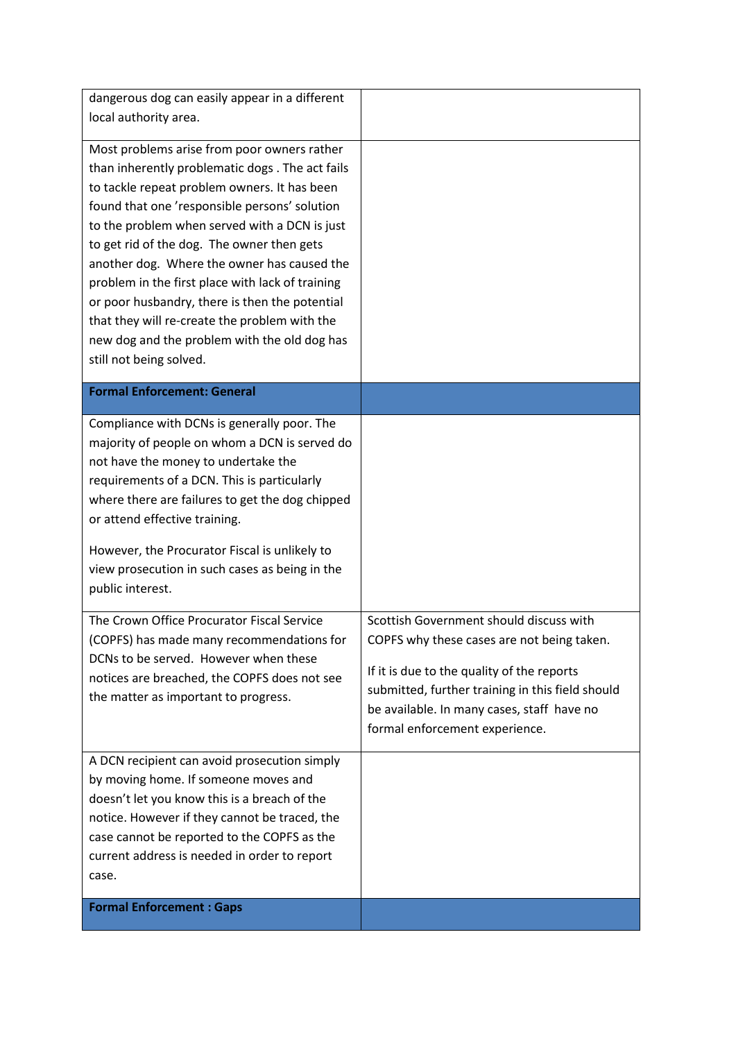| | |
|---|---|
| dangerous dog can easily appear in a different local authority area. | |
| Most problems arise from poor owners rather than inherently problematic dogs . The act fails to tackle repeat problem owners. It has been found that one 'responsible persons' solution to the problem when served with a DCN is just to get rid of the dog. The owner then gets another dog. Where the owner has caused the problem in the first place with lack of training or poor husbandry, there is then the potential that they will re-create the problem with the new dog and the problem with the old dog has still not being solved. | |
| **Formal Enforcement: General** | |
| Compliance with DCNs is generally poor. The majority of people on whom a DCN is served do not have the money to undertake the requirements of a DCN. This is particularly where there are failures to get the dog chipped or attend effective training.<br><br>However, the Procurator Fiscal is unlikely to view prosecution in such cases as being in the public interest. | |
| The Crown Office Procurator Fiscal Service (COPFS) has made many recommendations for DCNs to be served. However when these notices are breached, the COPFS does not see the matter as important to progress. | Scottish Government should discuss with COPFS why these cases are not being taken.<br><br>If it is due to the quality of the reports submitted, further training in this field should be available. In many cases, staff have no formal enforcement experience. |
| A DCN recipient can avoid prosecution simply by moving home. If someone moves and doesn't let you know this is a breach of the notice. However if they cannot be traced, the case cannot be reported to the COPFS as the current address is needed in order to report case. | |
| **Formal Enforcement : Gaps** | |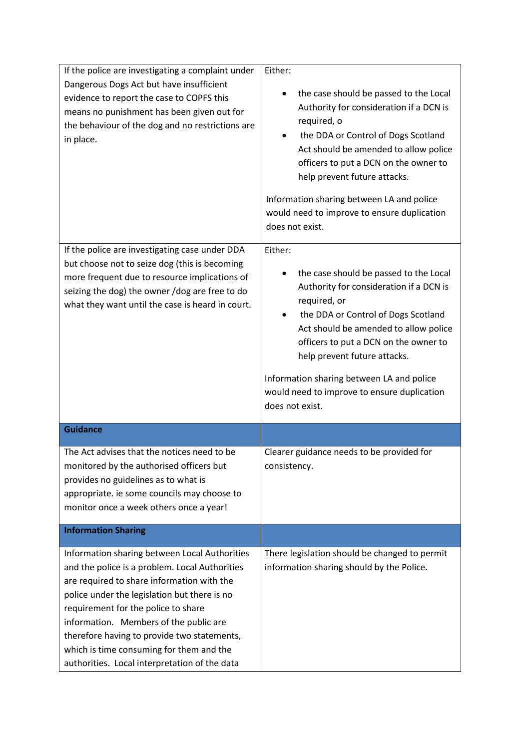| | |
|---|---|
| If the police are investigating a complaint under Dangerous Dogs Act but have insufficient evidence to report the case to COPFS this means no punishment has been given out for the behaviour of the dog and no restrictions are in place. | Either:<br><ul><li>the case should be passed to the Local Authority for consideration if a DCN is required, o</li><li>the DDA or Control of Dogs Scotland Act should be amended to allow police officers to put a DCN on the owner to help prevent future attacks.</li></ul>Information sharing between LA and police would need to improve to ensure duplication does not exist. |
| If the police are investigating case under DDA but choose not to seize dog (this is becoming more frequent due to resource implications of seizing the dog) the owner /dog are free to do what they want until the case is heard in court. | Either:<br><ul><li>the case should be passed to the Local Authority for consideration if a DCN is required, or</li><li>the DDA or Control of Dogs Scotland Act should be amended to allow police officers to put a DCN on the owner to help prevent future attacks.</li></ul>Information sharing between LA and police would need to improve to ensure duplication does not exist. |
| **Guidance** | |
| The Act advises that the notices need to be monitored by the authorised officers but provides no guidelines as to what is appropriate. ie some councils may choose to monitor once a week others once a year! | Clearer guidance needs to be provided for consistency. |
| **Information Sharing** | |
| Information sharing between Local Authorities and the police is a problem. Local Authorities are required to share information with the police under the legislation but there is no requirement for the police to share information. Members of the public are therefore having to provide two statements, which is time consuming for them and the authorities. Local interpretation of the data | There legislation should be changed to permit information sharing should by the Police. |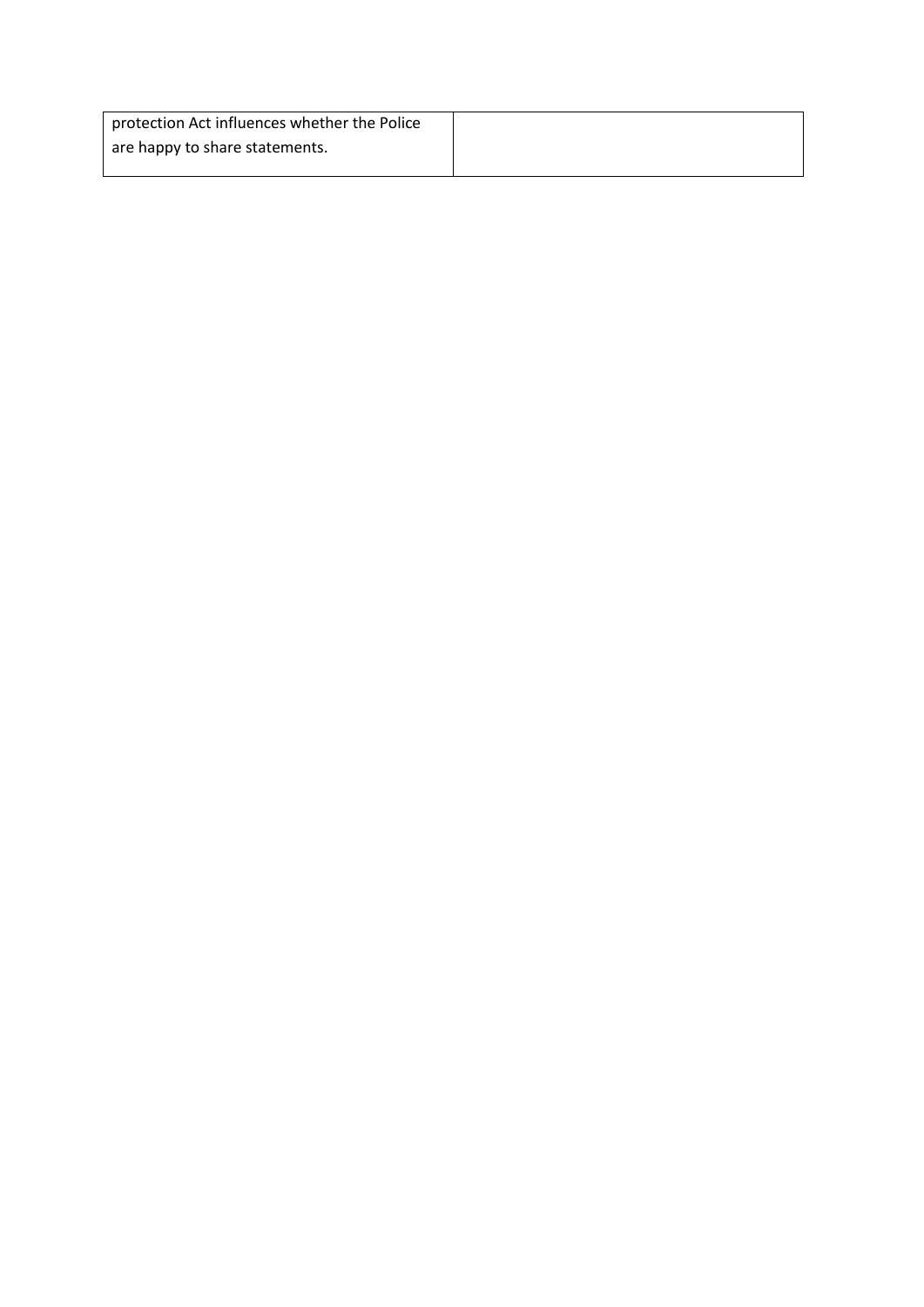| | |
|---|---|
| protection Act influences whether the Police are happy to share statements. | |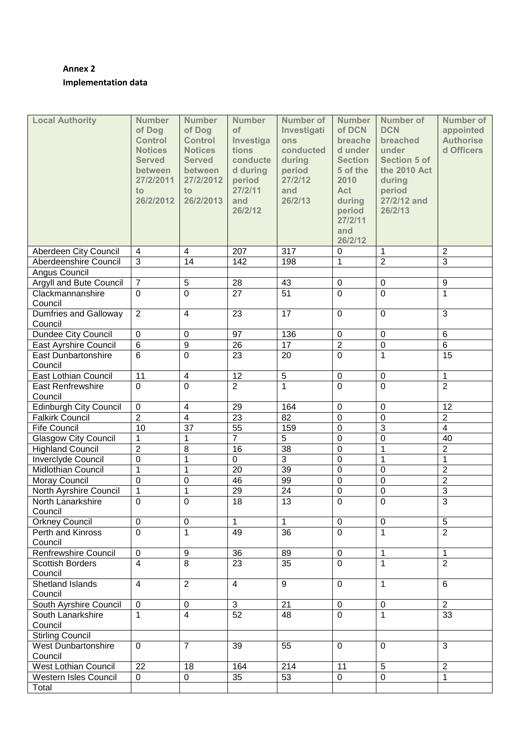**Annex 2**

**Implementation data**

| Local Authority | Number of Dog Control Notices Served between 27/2/2011 to 26/2/2012 | Number of Dog Control Notices Served between 27/2/2012 to 26/2/2013 | Number of Investigations conducted during period 27/2/11 and 26/2/12 | Number of Investigations conducted during period 27/2/12 and 26/2/13 | Number of DCN breached under Section 5 of the 2010 Act during period 27/2/11 and 26/2/12 | Number of DCN breached under Section 5 of the 2010 Act during period 27/2/12 and 26/2/13 | Number of appointed Authorised Officers |
|---|---|---|---|---|---|---|---|
| Aberdeen City Council | 4 | 4 | 207 | 317 | 0 | 1 | 2 |
| Aberdeenshire Council | 3 | 14 | 142 | 198 | 1 | 2 | 3 |
| Angus Council | | | | | | | |
| Argyll and Bute Council | 7 | 5 | 28 | 43 | 0 | 0 | 9 |
| Clackmannanshire Council | 0 | 0 | 27 | 51 | 0 | 0 | 1 |
| Dumfries and Galloway Council | 2 | 4 | 23 | 17 | 0 | 0 | 3 |
| Dundee City Council | 0 | 0 | 97 | 136 | 0 | 0 | 6 |
| East Ayrshire Council | 6 | 9 | 26 | 17 | 2 | 0 | 6 |
| East Dunbartonshire Council | 6 | 0 | 23 | 20 | 0 | 1 | 15 |
| East Lothian Council | 11 | 4 | 12 | 5 | 0 | 0 | 1 |
| East Renfrewshire Council | 0 | 0 | 2 | 1 | 0 | 0 | 2 |
| Edinburgh City Council | 0 | 4 | 29 | 164 | 0 | 0 | 12 |
| Falkirk Council | 2 | 4 | 23 | 82 | 0 | 0 | 2 |
| Fife Council | 10 | 37 | 55 | 159 | 0 | 3 | 4 |
| Glasgow City Council | 1 | 1 | 7 | 5 | 0 | 0 | 40 |
| Highland Council | 2 | 8 | 16 | 38 | 0 | 1 | 2 |
| Inverclyde Council | 0 | 1 | 0 | 3 | 0 | 1 | 1 |
| Midlothian Council | 1 | 1 | 20 | 39 | 0 | 0 | 2 |
| Moray Council | 0 | 0 | 46 | 99 | 0 | 0 | 2 |
| North Ayrshire Council | 1 | 1 | 29 | 24 | 0 | 0 | 3 |
| North Lanarkshire Council | 0 | 0 | 18 | 13 | 0 | 0 | 3 |
| Orkney Council | 0 | 0 | 1 | 1 | 0 | 0 | 5 |
| Perth and Kinross Council | 0 | 1 | 49 | 36 | 0 | 1 | 2 |
| Renfrewshire Council | 0 | 9 | 36 | 89 | 0 | 1 | 1 |
| Scottish Borders Council | 4 | 8 | 23 | 35 | 0 | 1 | 2 |
| Shetland Islands Council | 4 | 2 | 4 | 9 | 0 | 1 | 6 |
| South Ayrshire Council | 0 | 0 | 3 | 21 | 0 | 0 | 2 |
| South Lanarkshire Council | 1 | 4 | 52 | 48 | 0 | 1 | 33 |
| Stirling Council | | | | | | | |
| West Dunbartonshire Council | 0 | 7 | 39 | 55 | 0 | 0 | 3 |
| West Lothian Council | 22 | 18 | 164 | 214 | 11 | 5 | 2 |
| Western Isles Council | 0 | 0 | 35 | 53 | 0 | 0 | 1 |
| Total | | | | | | | |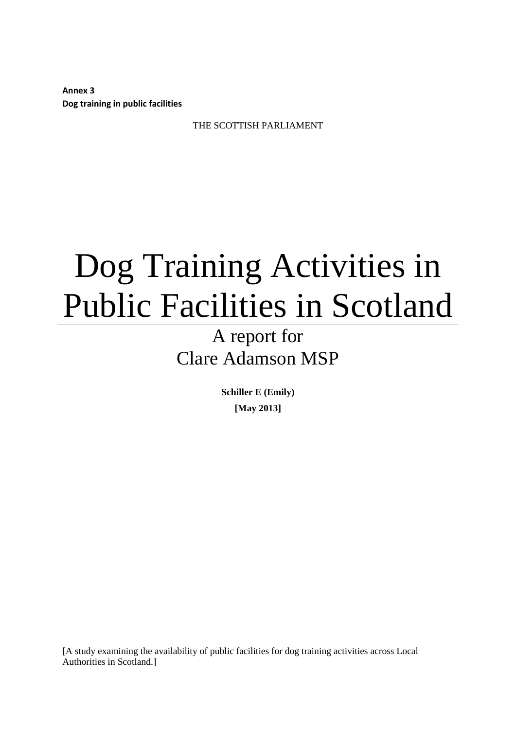**Annex 3**
**Dog training in public facilities**

THE SCOTTISH PARLIAMENT

# Dog Training Activities in Public Facilities in Scotland

A report for
Clare Adamson MSP

**Schiller E (Emily)**

**[May 2013]**

[A study examining the availability of public facilities for dog training activities across Local Authorities in Scotland.]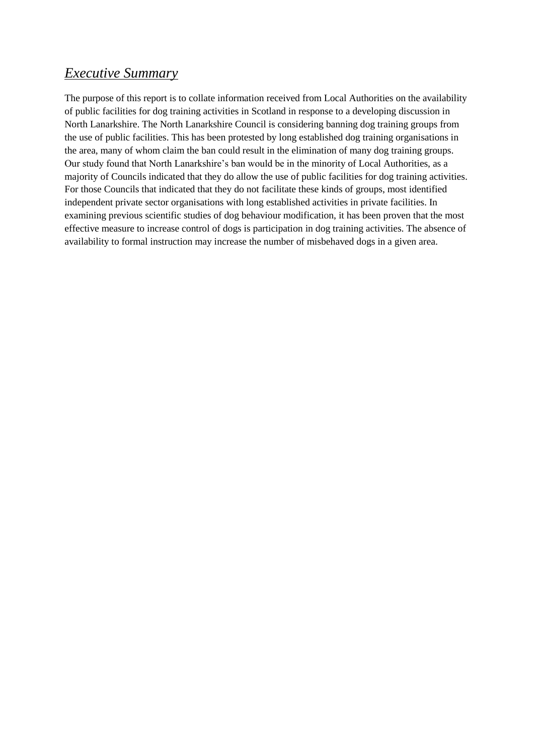## *Executive Summary*

The purpose of this report is to collate information received from Local Authorities on the availability of public facilities for dog training activities in Scotland in response to a developing discussion in North Lanarkshire. The North Lanarkshire Council is considering banning dog training groups from the use of public facilities. This has been protested by long established dog training organisations in the area, many of whom claim the ban could result in the elimination of many dog training groups. Our study found that North Lanarkshire's ban would be in the minority of Local Authorities, as a majority of Councils indicated that they do allow the use of public facilities for dog training activities. For those Councils that indicated that they do not facilitate these kinds of groups, most identified independent private sector organisations with long established activities in private facilities. In examining previous scientific studies of dog behaviour modification, it has been proven that the most effective measure to increase control of dogs is participation in dog training activities. The absence of availability to formal instruction may increase the number of misbehaved dogs in a given area.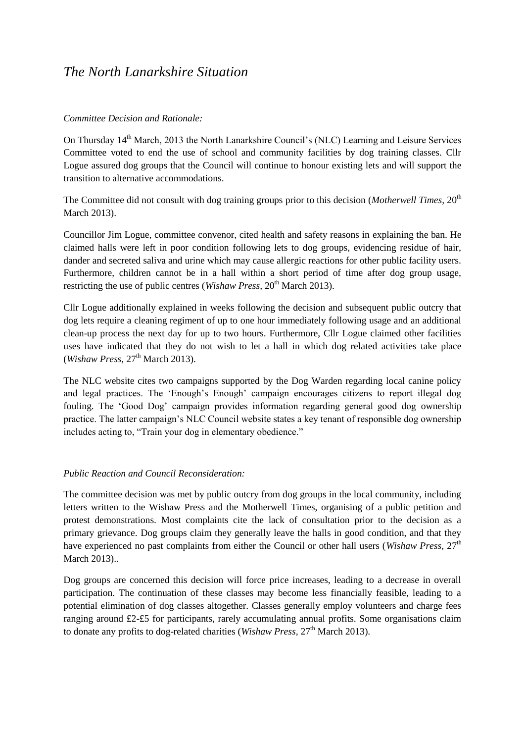# *The North Lanarkshire Situation*

*Committee Decision and Rationale:*

On Thursday 14th March, 2013 the North Lanarkshire Council's (NLC) Learning and Leisure Services Committee voted to end the use of school and community facilities by dog training classes. Cllr Logue assured dog groups that the Council will continue to honour existing lets and will support the transition to alternative accommodations.

The Committee did not consult with dog training groups prior to this decision (*Motherwell Times,* 20th March 2013).

Councillor Jim Logue, committee convenor, cited health and safety reasons in explaining the ban. He claimed halls were left in poor condition following lets to dog groups, evidencing residue of hair, dander and secreted saliva and urine which may cause allergic reactions for other public facility users. Furthermore, children cannot be in a hall within a short period of time after dog group usage, restricting the use of public centres (*Wishaw Press,* 20th March 2013).

Cllr Logue additionally explained in weeks following the decision and subsequent public outcry that dog lets require a cleaning regiment of up to one hour immediately following usage and an additional clean-up process the next day for up to two hours. Furthermore, Cllr Logue claimed other facilities uses have indicated that they do not wish to let a hall in which dog related activities take place (*Wishaw Press,* 27th March 2013).

The NLC website cites two campaigns supported by the Dog Warden regarding local canine policy and legal practices. The 'Enough's Enough' campaign encourages citizens to report illegal dog fouling. The 'Good Dog' campaign provides information regarding general good dog ownership practice. The latter campaign's NLC Council website states a key tenant of responsible dog ownership includes acting to, "Train your dog in elementary obedience."

*Public Reaction and Council Reconsideration:*

The committee decision was met by public outcry from dog groups in the local community, including letters written to the Wishaw Press and the Motherwell Times, organising of a public petition and protest demonstrations. Most complaints cite the lack of consultation prior to the decision as a primary grievance. Dog groups claim they generally leave the halls in good condition, and that they have experienced no past complaints from either the Council or other hall users (*Wishaw Press*, 27th March 2013)..

Dog groups are concerned this decision will force price increases, leading to a decrease in overall participation. The continuation of these classes may become less financially feasible, leading to a potential elimination of dog classes altogether. Classes generally employ volunteers and charge fees ranging around £2-£5 for participants, rarely accumulating annual profits. Some organisations claim to donate any profits to dog-related charities (*Wishaw Press*, 27th March 2013).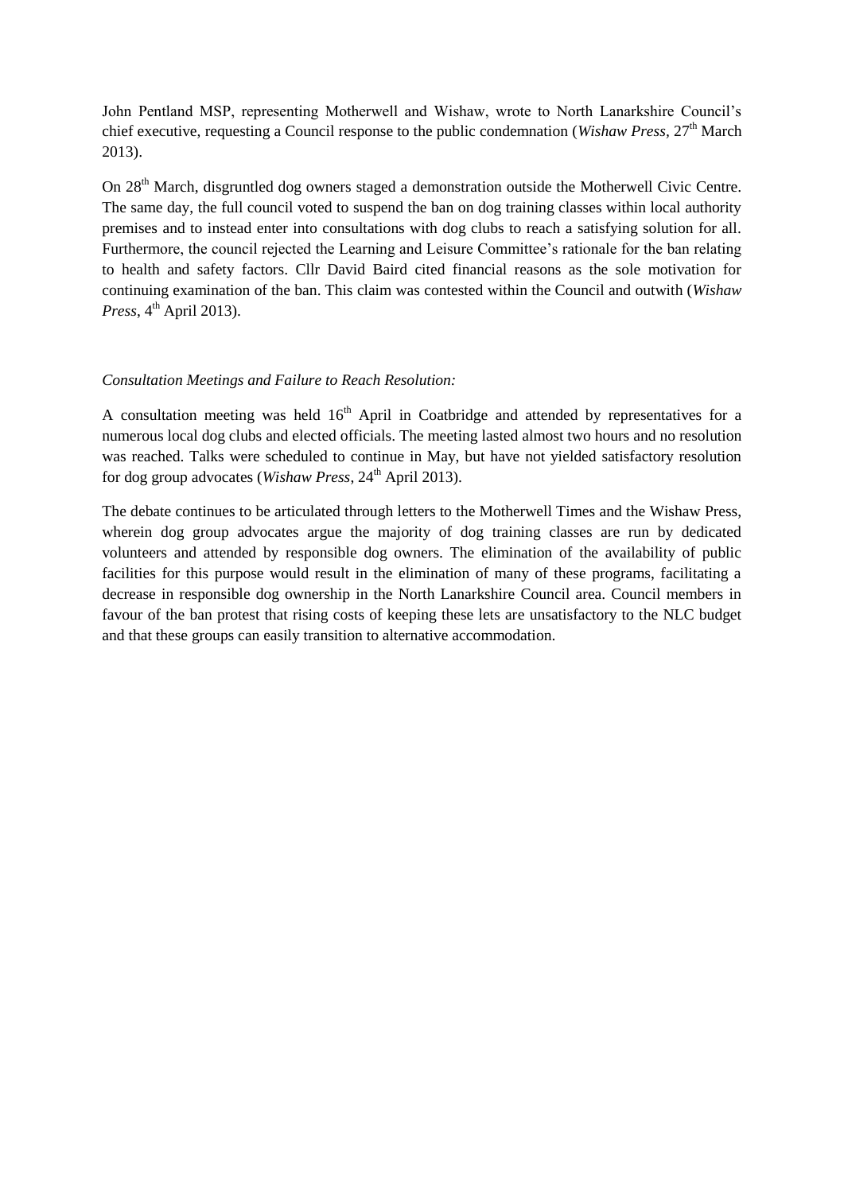John Pentland MSP, representing Motherwell and Wishaw, wrote to North Lanarkshire Council's chief executive, requesting a Council response to the public condemnation (*Wishaw Press*, 27th March 2013).

On 28th March, disgruntled dog owners staged a demonstration outside the Motherwell Civic Centre. The same day, the full council voted to suspend the ban on dog training classes within local authority premises and to instead enter into consultations with dog clubs to reach a satisfying solution for all. Furthermore, the council rejected the Learning and Leisure Committee's rationale for the ban relating to health and safety factors. Cllr David Baird cited financial reasons as the sole motivation for continuing examination of the ban. This claim was contested within the Council and outwith (*Wishaw Press*, 4th April 2013).

*Consultation Meetings and Failure to Reach Resolution:*

A consultation meeting was held 16th April in Coatbridge and attended by representatives for a numerous local dog clubs and elected officials. The meeting lasted almost two hours and no resolution was reached. Talks were scheduled to continue in May, but have not yielded satisfactory resolution for dog group advocates (*Wishaw Press*, 24th April 2013).

The debate continues to be articulated through letters to the Motherwell Times and the Wishaw Press, wherein dog group advocates argue the majority of dog training classes are run by dedicated volunteers and attended by responsible dog owners. The elimination of the availability of public facilities for this purpose would result in the elimination of many of these programs, facilitating a decrease in responsible dog ownership in the North Lanarkshire Council area. Council members in favour of the ban protest that rising costs of keeping these lets are unsatisfactory to the NLC budget and that these groups can easily transition to alternative accommodation.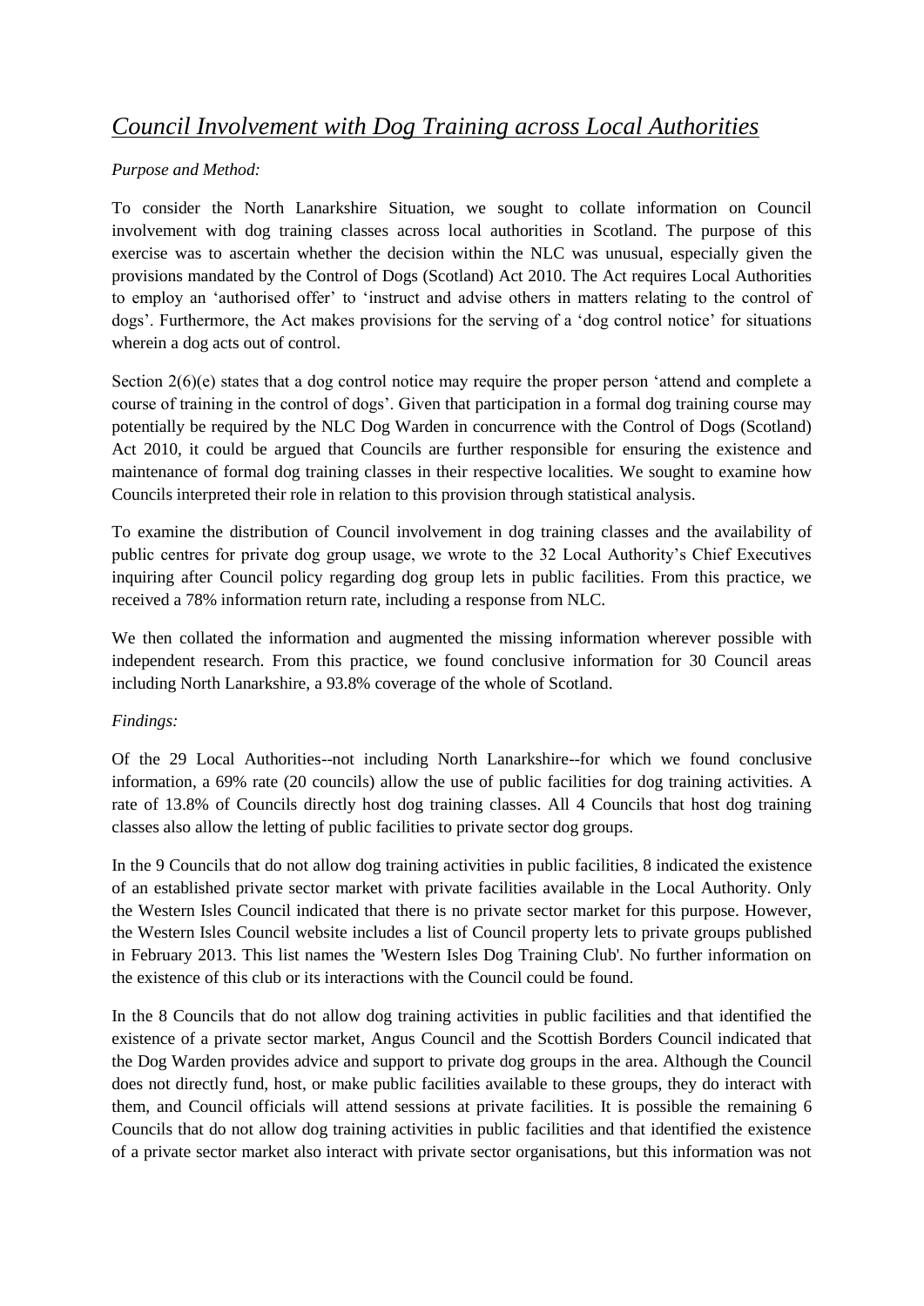# *Council Involvement with Dog Training across Local Authorities*

*Purpose and Method:*

To consider the North Lanarkshire Situation, we sought to collate information on Council involvement with dog training classes across local authorities in Scotland. The purpose of this exercise was to ascertain whether the decision within the NLC was unusual, especially given the provisions mandated by the Control of Dogs (Scotland) Act 2010. The Act requires Local Authorities to employ an 'authorised offer' to 'instruct and advise others in matters relating to the control of dogs'. Furthermore, the Act makes provisions for the serving of a 'dog control notice' for situations wherein a dog acts out of control.

Section 2(6)(e) states that a dog control notice may require the proper person 'attend and complete a course of training in the control of dogs'. Given that participation in a formal dog training course may potentially be required by the NLC Dog Warden in concurrence with the Control of Dogs (Scotland) Act 2010, it could be argued that Councils are further responsible for ensuring the existence and maintenance of formal dog training classes in their respective localities. We sought to examine how Councils interpreted their role in relation to this provision through statistical analysis.

To examine the distribution of Council involvement in dog training classes and the availability of public centres for private dog group usage, we wrote to the 32 Local Authority's Chief Executives inquiring after Council policy regarding dog group lets in public facilities. From this practice, we received a 78% information return rate, including a response from NLC.

We then collated the information and augmented the missing information wherever possible with independent research. From this practice, we found conclusive information for 30 Council areas including North Lanarkshire, a 93.8% coverage of the whole of Scotland.

*Findings:*

Of the 29 Local Authorities--not including North Lanarkshire--for which we found conclusive information, a 69% rate (20 councils) allow the use of public facilities for dog training activities. A rate of 13.8% of Councils directly host dog training classes. All 4 Councils that host dog training classes also allow the letting of public facilities to private sector dog groups.

In the 9 Councils that do not allow dog training activities in public facilities, 8 indicated the existence of an established private sector market with private facilities available in the Local Authority. Only the Western Isles Council indicated that there is no private sector market for this purpose. However, the Western Isles Council website includes a list of Council property lets to private groups published in February 2013. This list names the 'Western Isles Dog Training Club'. No further information on the existence of this club or its interactions with the Council could be found.

In the 8 Councils that do not allow dog training activities in public facilities and that identified the existence of a private sector market, Angus Council and the Scottish Borders Council indicated that the Dog Warden provides advice and support to private dog groups in the area. Although the Council does not directly fund, host, or make public facilities available to these groups, they do interact with them, and Council officials will attend sessions at private facilities. It is possible the remaining 6 Councils that do not allow dog training activities in public facilities and that identified the existence of a private sector market also interact with private sector organisations, but this information was not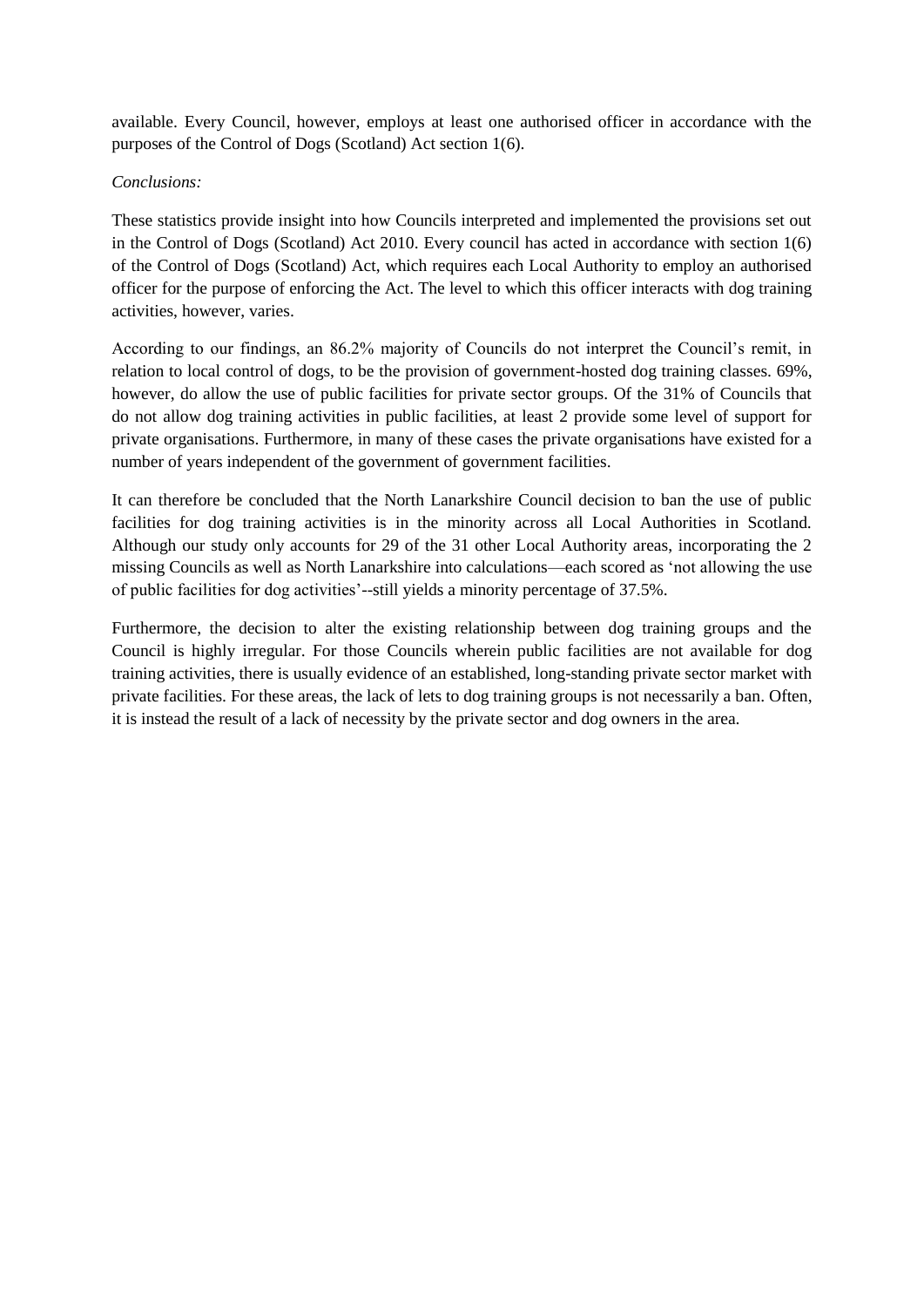available. Every Council, however, employs at least one authorised officer in accordance with the purposes of the Control of Dogs (Scotland) Act section 1(6).

*Conclusions:*

These statistics provide insight into how Councils interpreted and implemented the provisions set out in the Control of Dogs (Scotland) Act 2010. Every council has acted in accordance with section 1(6) of the Control of Dogs (Scotland) Act, which requires each Local Authority to employ an authorised officer for the purpose of enforcing the Act. The level to which this officer interacts with dog training activities, however, varies.

According to our findings, an 86.2% majority of Councils do not interpret the Council's remit, in relation to local control of dogs, to be the provision of government-hosted dog training classes. 69%, however, do allow the use of public facilities for private sector groups. Of the 31% of Councils that do not allow dog training activities in public facilities, at least 2 provide some level of support for private organisations. Furthermore, in many of these cases the private organisations have existed for a number of years independent of the government of government facilities.

It can therefore be concluded that the North Lanarkshire Council decision to ban the use of public facilities for dog training activities is in the minority across all Local Authorities in Scotland. Although our study only accounts for 29 of the 31 other Local Authority areas, incorporating the 2 missing Councils as well as North Lanarkshire into calculations—each scored as 'not allowing the use of public facilities for dog activities'--still yields a minority percentage of 37.5%.

Furthermore, the decision to alter the existing relationship between dog training groups and the Council is highly irregular. For those Councils wherein public facilities are not available for dog training activities, there is usually evidence of an established, long-standing private sector market with private facilities. For these areas, the lack of lets to dog training groups is not necessarily a ban. Often, it is instead the result of a lack of necessity by the private sector and dog owners in the area.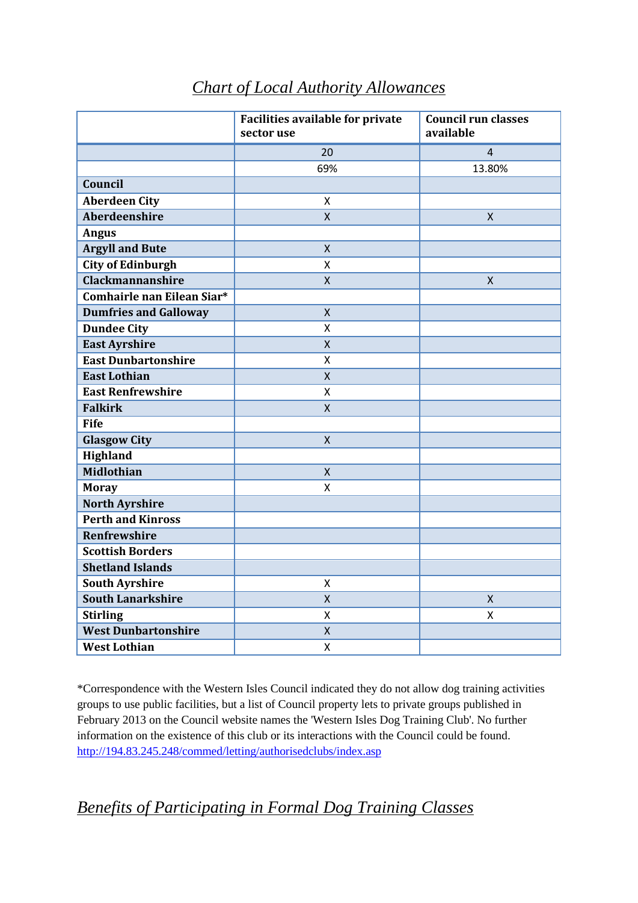## *Chart of Local Authority Allowances*

| | Facilities available for private sector use | Council run classes available |
|---|---|---|
| | 20 | 4 |
| | 69% | 13.80% |
| **Council** | | |
| **Aberdeen City** | X | |
| **Aberdeenshire** | X | X |
| **Angus** | | |
| **Argyll and Bute** | X | |
| **City of Edinburgh** | X | |
| **Clackmannanshire** | X | X |
| **Comhairle nan Eilean Siar*** | | |
| **Dumfries and Galloway** | X | |
| **Dundee City** | X | |
| **East Ayrshire** | X | |
| **East Dunbartonshire** | X | |
| **East Lothian** | X | |
| **East Renfrewshire** | X | |
| **Falkirk** | X | |
| **Fife** | | |
| **Glasgow City** | X | |
| **Highland** | | |
| **Midlothian** | X | |
| **Moray** | X | |
| **North Ayrshire** | | |
| **Perth and Kinross** | | |
| **Renfrewshire** | | |
| **Scottish Borders** | | |
| **Shetland Islands** | | |
| **South Ayrshire** | X | |
| **South Lanarkshire** | X | X |
| **Stirling** | X | X |
| **West Dunbartonshire** | X | |
| **West Lothian** | X | |

*Correspondence with the Western Isles Council indicated they do not allow dog training activities groups to use public facilities, but a list of Council property lets to private groups published in February 2013 on the Council website names the 'Western Isles Dog Training Club'. No further information on the existence of this club or its interactions with the Council could be found. http://194.83.245.248/commed/letting/authorisedclubs/index.asp

## *Benefits of Participating in Formal Dog Training Classes*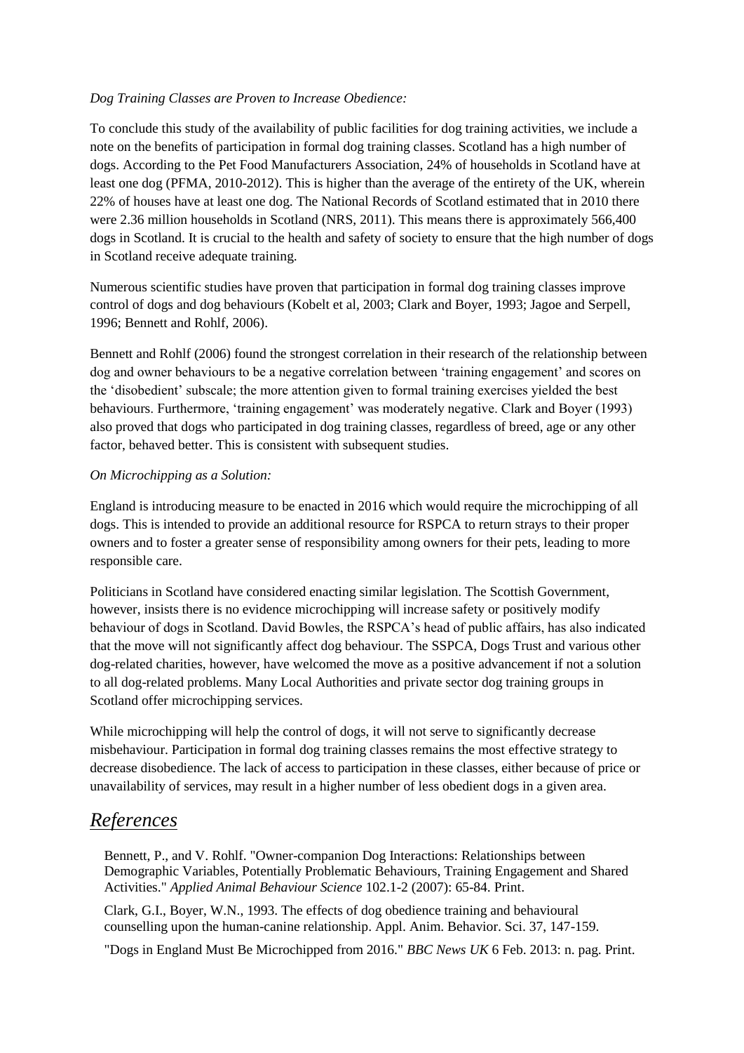*Dog Training Classes are Proven to Increase Obedience:*

To conclude this study of the availability of public facilities for dog training activities, we include a note on the benefits of participation in formal dog training classes. Scotland has a high number of dogs. According to the Pet Food Manufacturers Association, 24% of households in Scotland have at least one dog (PFMA, 2010-2012). This is higher than the average of the entirety of the UK, wherein 22% of houses have at least one dog. The National Records of Scotland estimated that in 2010 there were 2.36 million households in Scotland (NRS, 2011). This means there is approximately 566,400 dogs in Scotland. It is crucial to the health and safety of society to ensure that the high number of dogs in Scotland receive adequate training.

Numerous scientific studies have proven that participation in formal dog training classes improve control of dogs and dog behaviours (Kobelt et al, 2003; Clark and Boyer, 1993; Jagoe and Serpell, 1996; Bennett and Rohlf, 2006).

Bennett and Rohlf (2006) found the strongest correlation in their research of the relationship between dog and owner behaviours to be a negative correlation between 'training engagement' and scores on the 'disobedient' subscale; the more attention given to formal training exercises yielded the best behaviours. Furthermore, 'training engagement' was moderately negative. Clark and Boyer (1993) also proved that dogs who participated in dog training classes, regardless of breed, age or any other factor, behaved better. This is consistent with subsequent studies.

*On Microchipping as a Solution:*

England is introducing measure to be enacted in 2016 which would require the microchipping of all dogs. This is intended to provide an additional resource for RSPCA to return strays to their proper owners and to foster a greater sense of responsibility among owners for their pets, leading to more responsible care.

Politicians in Scotland have considered enacting similar legislation. The Scottish Government, however, insists there is no evidence microchipping will increase safety or positively modify behaviour of dogs in Scotland. David Bowles, the RSPCA's head of public affairs, has also indicated that the move will not significantly affect dog behaviour. The SSPCA, Dogs Trust and various other dog-related charities, however, have welcomed the move as a positive advancement if not a solution to all dog-related problems. Many Local Authorities and private sector dog training groups in Scotland offer microchipping services.

While microchipping will help the control of dogs, it will not serve to significantly decrease misbehaviour. Participation in formal dog training classes remains the most effective strategy to decrease disobedience. The lack of access to participation in these classes, either because of price or unavailability of services, may result in a higher number of less obedient dogs in a given area.

# *References*

Bennett, P., and V. Rohlf. "Owner-companion Dog Interactions: Relationships between Demographic Variables, Potentially Problematic Behaviours, Training Engagement and Shared Activities." *Applied Animal Behaviour Science* 102.1-2 (2007): 65-84. Print.

Clark, G.I., Boyer, W.N., 1993. The effects of dog obedience training and behavioural counselling upon the human-canine relationship. Appl. Anim. Behavior. Sci. 37, 147-159.

"Dogs in England Must Be Microchipped from 2016." *BBC News UK* 6 Feb. 2013: n. pag. Print.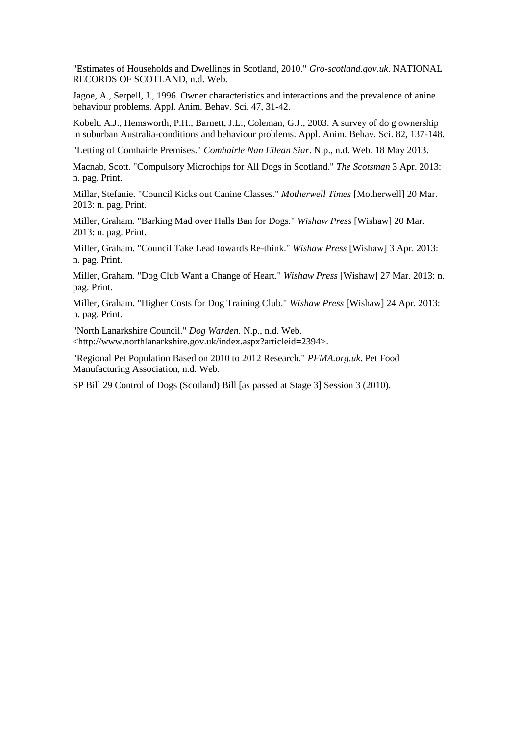"Estimates of Households and Dwellings in Scotland, 2010." *Gro-scotland.gov.uk*. NATIONAL RECORDS OF SCOTLAND, n.d. Web.

Jagoe, A., Serpell, J., 1996. Owner characteristics and interactions and the prevalence of anine behaviour problems. Appl. Anim. Behav. Sci. 47, 31-42.

Kobelt, A.J., Hemsworth, P.H., Barnett, J.L., Coleman, G.J., 2003. A survey of do g ownership in suburban Australia-conditions and behaviour problems. Appl. Anim. Behav. Sci. 82, 137-148.

"Letting of Comhairle Premises." *Comhairle Nan Eilean Siar*. N.p., n.d. Web. 18 May 2013.

Macnab, Scott. "Compulsory Microchips for All Dogs in Scotland." *The Scotsman* 3 Apr. 2013: n. pag. Print.

Millar, Stefanie. "Council Kicks out Canine Classes." *Motherwell Times* [Motherwell] 20 Mar. 2013: n. pag. Print.

Miller, Graham. "Barking Mad over Halls Ban for Dogs." *Wishaw Press* [Wishaw] 20 Mar. 2013: n. pag. Print.

Miller, Graham. "Council Take Lead towards Re-think." *Wishaw Press* [Wishaw] 3 Apr. 2013: n. pag. Print.

Miller, Graham. "Dog Club Want a Change of Heart." *Wishaw Press* [Wishaw] 27 Mar. 2013: n. pag. Print.

Miller, Graham. "Higher Costs for Dog Training Club." *Wishaw Press* [Wishaw] 24 Apr. 2013: n. pag. Print.

"North Lanarkshire Council." *Dog Warden*. N.p., n.d. Web. <http://www.northlanarkshire.gov.uk/index.aspx?articleid=2394>.

"Regional Pet Population Based on 2010 to 2012 Research." *PFMA.org.uk*. Pet Food Manufacturing Association, n.d. Web.

SP Bill 29 Control of Dogs (Scotland) Bill [as passed at Stage 3] Session 3 (2010).